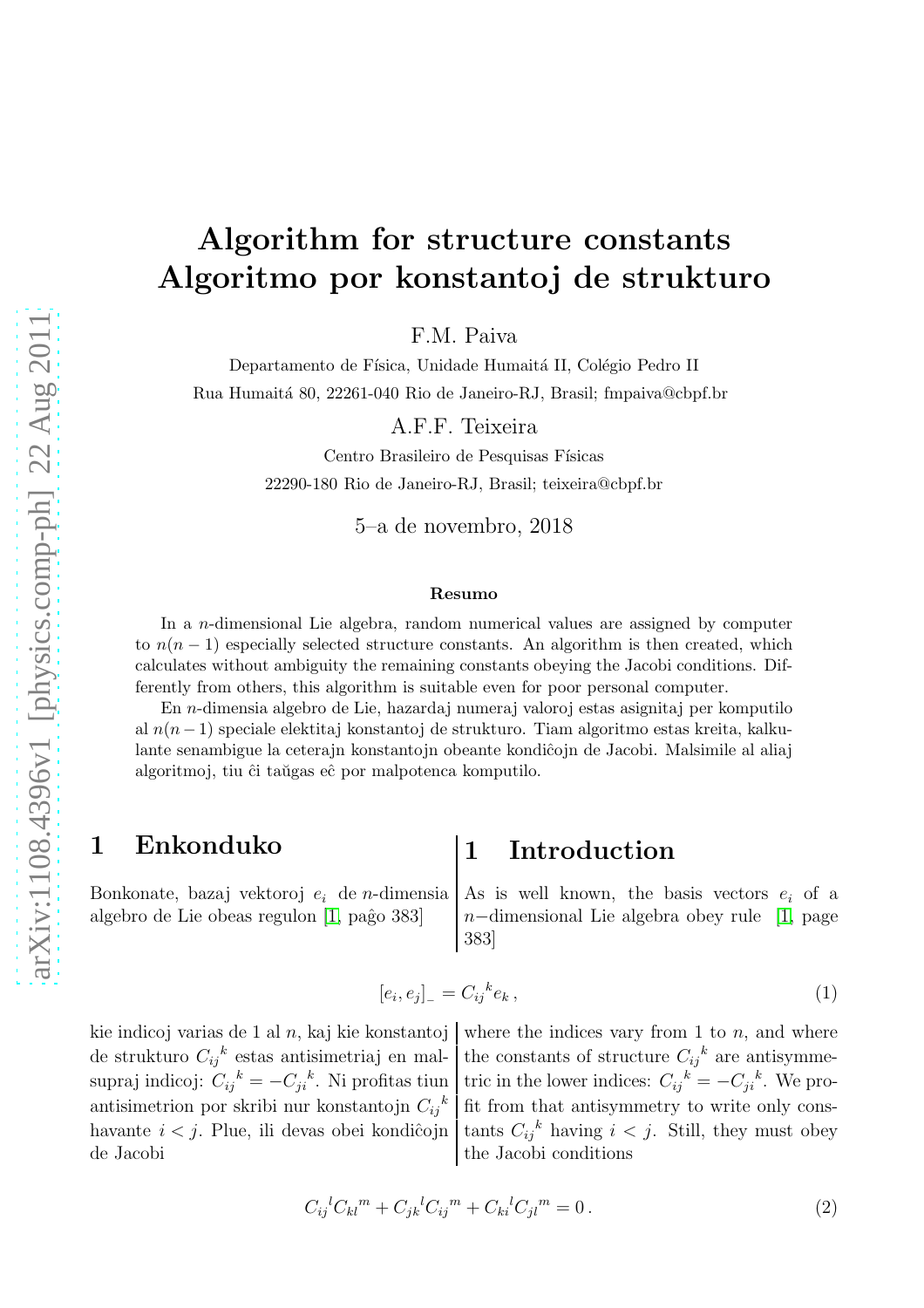# Algorithm for structure constants
# Algoritmo por konstantoj de strukturo

F.M. Paiva

Departamento de Física, Unidade Humaitá II, Colégio Pedro II

Rua Humaitá 80, 22261-040 Rio de Janeiro-RJ, Brasil; fmpaiva@cbpf.br

A.F.F. Teixeira

Centro Brasileiro de Pesquisas Físicas

22290-180 Rio de Janeiro-RJ, Brasil; teixeira@cbpf.br

5–a de novembro, 2018

**Resumo**

In a $n$-dimensional Lie algebra, random numerical values are assigned by computer to $n(n-1)$ especially selected structure constants. An algorithm is then created, which calculates without ambiguity the remaining constants obeying the Jacobi conditions. Differently from others, this algorithm is suitable even for poor personal computer.

En $n$-dimensia algebro de Lie, hazardaj numeraj valoroj estas asignitaj per komputilo al $n(n-1)$ speciale elektitaj konstantoj de strukturo. Tiam algoritmo estas kreita, kalkulante senambigue la ceterajn konstantojn obeante kondiĉojn de Jacobi. Malsimile al aliaj algoritmoj, tiu ĉi taŭgas eĉ por malpotenca komputilo.

## 1 Enkonduko

Bonkonate, bazaj vektoroj $e_i$ de $n$-dimensia algebro de Lie obeas regulon [1, paĝo 383]

$$[e_i, e_j]_- = C_{ij}{}^k e_k \,, \tag{1}$$

kie indicoj varias de 1 al $n$, kaj kie konstantoj de strukturo $C_{ij}{}^k$ estas antisimetriaj en malsupraj indicoj: $C_{ij}{}^k = -C_{ji}{}^k$. Ni profitas tiun antisimetrion por skribi nur konstantojn $C_{ij}{}^k$ havante $i < j$. Plue, ili devas obei kondiĉojn de Jacobi

$$C_{ij}{}^l C_{kl}{}^m + C_{jk}{}^l C_{ij}{}^m + C_{ki}{}^l C_{jl}{}^m = 0 \,. \tag{2}$$

## 1 Introduction

As is well known, the basis vectors $e_i$ of a $n-$dimensional Lie algebra obey rule [1, page 383]

where the indices vary from 1 to $n$, and where the constants of structure $C_{ij}{}^k$ are antisymmetric in the lower indices: $C_{ij}{}^k = -C_{ji}{}^k$. We profit from that antisymmetry to write only constants $C_{ij}{}^k$ having $i < j$. Still, they must obey the Jacobi conditions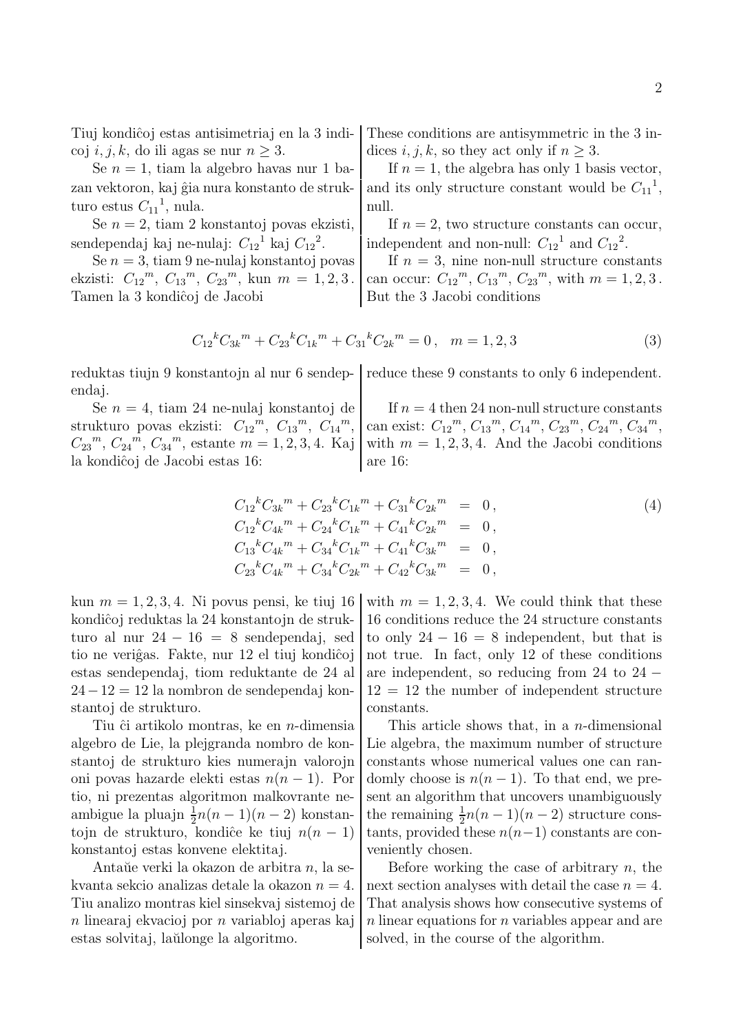Tiuj kondiĉoj estas antisimetriaj en la 3 indicoj $i, j, k$, do ili agas se nur $n \geq 3$.

Se $n = 1$, tiam la algebro havas nur 1 bazan vektoron, kaj ĝia nura konstanto de strukturo estus ${C_{11}}^1$, nula.

Se $n = 2$, tiam 2 konstantoj povas ekzisti, sendependaj kaj ne-nulaj: ${C_{12}}^1$ kaj ${C_{12}}^2$.

Se $n = 3$, tiam 9 ne-nulaj konstantoj povas ekzisti: ${C_{12}}^m$, ${C_{13}}^m$, ${C_{23}}^m$, kun $m = 1, 2, 3$. Tamen la 3 kondiĉoj de Jacobi

$$
{C_{12}}^k {C_{3k}}^m + {C_{23}}^k {C_{1k}}^m + {C_{31}}^k {C_{2k}}^m = 0\,, \quad m = 1, 2, 3 \tag{3}
$$

reduktas tiujn 9 konstantojn al nur 6 sendependaj.

Se $n = 4$, tiam 24 ne-nulaj konstantoj de strukturo povas ekzisti: ${C_{12}}^m$, ${C_{13}}^m$, ${C_{14}}^m$, ${C_{23}}^m$, ${C_{24}}^m$, ${C_{34}}^m$, estante $m = 1, 2, 3, 4$. Kaj la kondiĉoj de Jacobi estas 16:

$$
\begin{aligned}
{C_{12}}^k {C_{3k}}^m + {C_{23}}^k {C_{1k}}^m + {C_{31}}^k {C_{2k}}^m &= 0\,, \\
{C_{12}}^k {C_{4k}}^m + {C_{24}}^k {C_{1k}}^m + {C_{41}}^k {C_{2k}}^m &= 0\,, \\
{C_{13}}^k {C_{4k}}^m + {C_{34}}^k {C_{1k}}^m + {C_{41}}^k {C_{3k}}^m &= 0\,, \\
{C_{23}}^k {C_{4k}}^m + {C_{34}}^k {C_{2k}}^m + {C_{42}}^k {C_{3k}}^m &= 0\,,
\end{aligned} \tag{4}
$$

kun $m = 1, 2, 3, 4$. Ni povus pensi, ke tiuj 16 kondiĉoj reduktas la 24 konstantojn de strukturo al nur $24 - 16 = 8$ sendependaj, sed tio ne veriĝas. Fakte, nur 12 el tiuj kondiĉoj estas sendependaj, tiom reduktante de 24 al $24 - 12 = 12$ la nombron de sendependaj konstantoj de strukturo.

Tiu ĉi artikolo montras, ke en $n$-dimensia algebro de Lie, la plejgranda nombro de konstantoj de strukturo kies numerajn valorojn oni povas hazarde elekti estas $n(n-1)$. Por tio, ni prezentas algoritmon malkovrante neambigue la pluajn $\frac{1}{2}n(n-1)(n-2)$ konstantojn de strukturo, kondiĉe ke tiuj $n(n-1)$ konstantoj estas konvene elektitaj.

Antaŭe verki la okazon de arbitra $n$, la sekvanta sekcio analizas detale la okazon $n = 4$. Tiu analizo montras kiel sinsekvaj sistemoj de $n$ linearaj ekvacioj por $n$ variabloj aperas kaj estas solvitaj, laŭlonge la algoritmo.

These conditions are antisymmetric in the 3 indices $i, j, k$, so they act only if $n \geq 3$.

If $n = 1$, the algebra has only 1 basis vector, and its only structure constant would be ${C_{11}}^1$, null.

If $n = 2$, two structure constants can occur, independent and non-null: ${C_{12}}^1$ and ${C_{12}}^2$.

If $n = 3$, nine non-null structure constants can occur: ${C_{12}}^m$, ${C_{13}}^m$, ${C_{23}}^m$, with $m = 1, 2, 3$. But the 3 Jacobi conditions (3) reduce these 9 constants to only 6 independent.

If $n = 4$ then 24 non-null structure constants can exist: ${C_{12}}^m$, ${C_{13}}^m$, ${C_{14}}^m$, ${C_{23}}^m$, ${C_{24}}^m$, ${C_{34}}^m$, with $m = 1, 2, 3, 4$. And the Jacobi conditions are 16: (4) with $m = 1, 2, 3, 4$. We could think that these 16 conditions reduce the 24 structure constants to only $24 - 16 = 8$ independent, but that is not true. In fact, only 12 of these conditions are independent, so reducing from 24 to $24 - 12 = 12$ the number of independent structure constants.

This article shows that, in a $n$-dimensional Lie algebra, the maximum number of structure constants whose numerical values one can randomly choose is $n(n-1)$. To that end, we present an algorithm that uncovers unambiguously the remaining $\frac{1}{2}n(n-1)(n-2)$ structure constants, provided these $n(n-1)$ constants are conveniently chosen.

Before working the case of arbitrary $n$, the next section analyses with detail the case $n = 4$. That analysis shows how consecutive systems of $n$ linear equations for $n$ variables appear and are solved, in the course of the algorithm.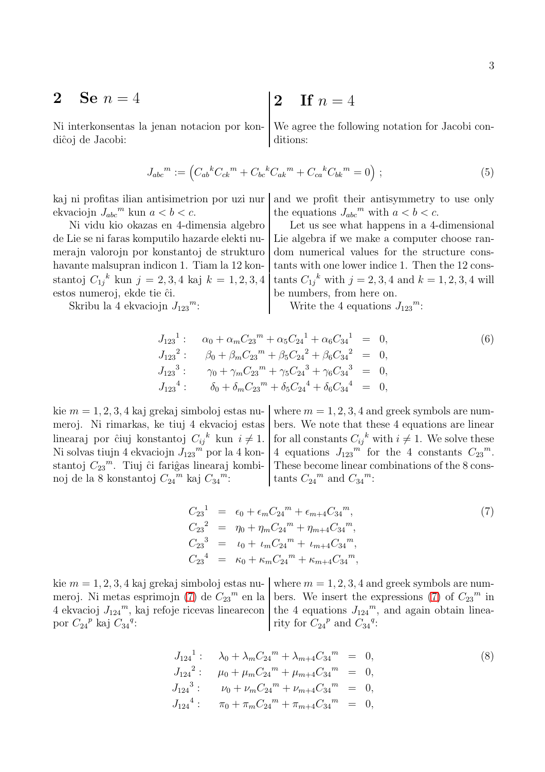## 2 Se $n = 4$

Ni interkonsentas la jenan notacion por kondiĉoj de Jacobi:

## 2 If $n = 4$

We agree the following notation for Jacobi conditions:

$$J_{abc}{}^m := \left( C_{ab}{}^k C_{ck}{}^m + C_{bc}{}^k C_{ak}{}^m + C_{ca}{}^k C_{bk}{}^m = 0 \right) ; \tag{5}$$

kaj ni profitas ilian antisimetrion por uzi nur ekvaciojn $J_{abc}{}^m$ kun $a < b < c$.

Ni vidu kio okazas en 4-dimensia algebro de Lie se ni faras komputilo hazarde elekti numerajn valorojn por konstantoj de strukturo havante malsupran indicon 1. Tiam la 12 konstantoj $C_{1j}{}^k$ kun $j = 2, 3, 4$ kaj $k = 1, 2, 3, 4$ estos numeroj, ekde tie ĉi.

Skribu la 4 ekvaciojn $J_{123}{}^m$:

and we profit their antisymmetry to use only the equations $J_{abc}{}^m$ with $a < b < c$.

Let us see what happens in a 4-dimensional Lie algebra if we make a computer choose random numerical values for the structure constants with one lower indice 1. Then the 12 constants $C_{1j}{}^k$ with $j = 2, 3, 4$ and $k = 1, 2, 3, 4$ will be numbers, from here on.

Write the 4 equations $J_{123}{}^m$:

$$\begin{array}{llcl}
J_{123}{}^1 : & \alpha_0 + \alpha_m C_{23}{}^m + \alpha_5 C_{24}{}^1 + \alpha_6 C_{34}{}^1 & = & 0, \\
J_{123}{}^2 : & \beta_0 + \beta_m C_{23}{}^m + \beta_5 C_{24}{}^2 + \beta_6 C_{34}{}^2 & = & 0, \\
J_{123}{}^3 : & \gamma_0 + \gamma_m C_{23}{}^m + \gamma_5 C_{24}{}^3 + \gamma_6 C_{34}{}^3 & = & 0, \\
J_{123}{}^4 : & \delta_0 + \delta_m C_{23}{}^m + \delta_5 C_{24}{}^4 + \delta_6 C_{34}{}^4 & = & 0,
\end{array} \tag{6}$$

kie $m = 1, 2, 3, 4$ kaj grekaj simboloj estas numeroj. Ni rimarkas, ke tiuj 4 ekvacioj estas linearaj por ĉiuj konstantoj $C_{ij}{}^k$ kun $i \neq 1$. Ni solvas tiujn 4 ekvaciojn $J_{123}{}^m$ por la 4 konstantoj $C_{23}{}^m$. Tiuj ĉi fariĝas linearaj kombinoj de la 8 konstantoj $C_{24}{}^m$ kaj $C_{34}{}^m$:

where $m = 1, 2, 3, 4$ and greek symbols are numbers. We note that these 4 equations are linear for all constants $C_{ij}{}^k$ with $i \neq 1$. We solve these 4 equations $J_{123}{}^m$ for the 4 constants $C_{23}{}^m$. These become linear combinations of the 8 constants $C_{24}{}^m$ and $C_{34}{}^m$:

$$\begin{array}{lcl}
C_{23}{}^1 & = & \epsilon_0 + \epsilon_m C_{24}{}^m + \epsilon_{m+4} C_{34}{}^m, \\
C_{23}{}^2 & = & \eta_0 + \eta_m C_{24}{}^m + \eta_{m+4} C_{34}{}^m, \\
C_{23}{}^3 & = & \iota_0 + \iota_m C_{24}{}^m + \iota_{m+4} C_{34}{}^m, \\
C_{23}{}^4 & = & \kappa_0 + \kappa_m C_{24}{}^m + \kappa_{m+4} C_{34}{}^m,
\end{array} \tag{7}$$

kie $m = 1, 2, 3, 4$ kaj grekaj simboloj estas numeroj. Ni metas esprimojn (7) de $C_{23}{}^m$ en la 4 ekvacioj $J_{124}{}^m$, kaj refoje ricevas linearecon por $C_{24}{}^p$ kaj $C_{34}{}^q$:

where $m = 1, 2, 3, 4$ and greek symbols are numbers. We insert the expressions (7) of $C_{23}{}^m$ in the 4 equations $J_{124}{}^m$, and again obtain linearity for $C_{24}{}^p$ and $C_{34}{}^q$:

$$\begin{array}{llcl}
J_{124}{}^1 : & \lambda_0 + \lambda_m C_{24}{}^m + \lambda_{m+4} C_{34}{}^m & = & 0, \\
J_{124}{}^2 : & \mu_0 + \mu_m C_{24}{}^m + \mu_{m+4} C_{34}{}^m & = & 0, \\
J_{124}{}^3 : & \nu_0 + \nu_m C_{24}{}^m + \nu_{m+4} C_{34}{}^m & = & 0, \\
J_{124}{}^4 : & \pi_0 + \pi_m C_{24}{}^m + \pi_{m+4} C_{34}{}^m & = & 0,
\end{array} \tag{8}$$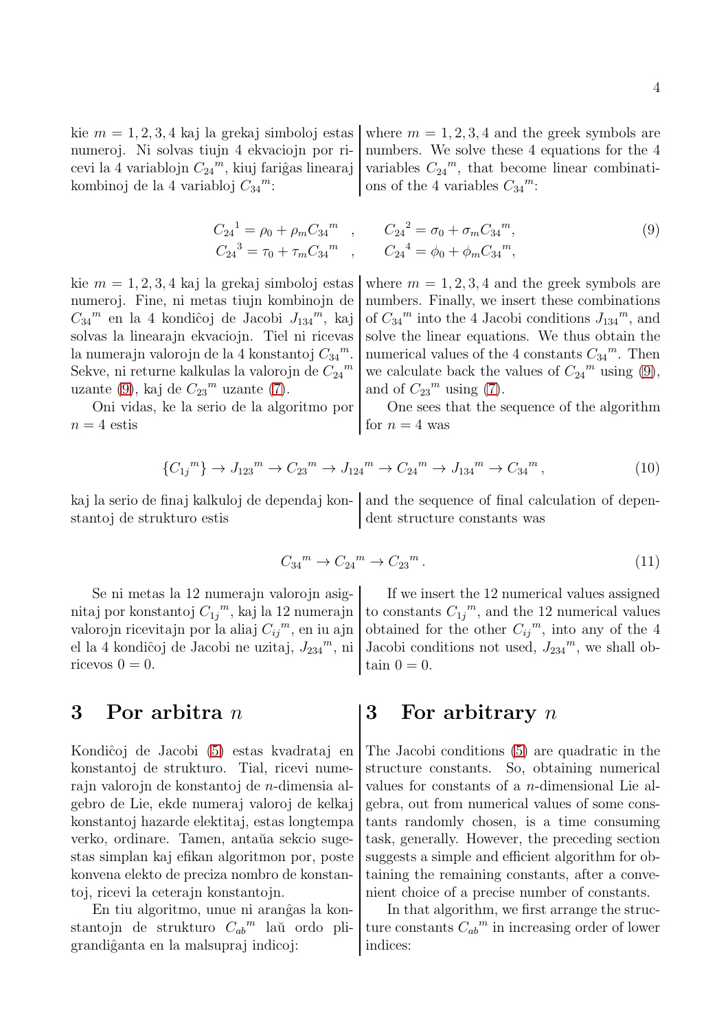kie $m = 1, 2, 3, 4$ kaj la grekaj simboloj estas numeroj. Ni solvas tiujn 4 ekvaciojn por ricevi la 4 variablojn ${C_{24}}^m$, kiuj fariĝas linearaj kombinoj de la 4 variabloj ${C_{34}}^m$:

where $m = 1, 2, 3, 4$ and the greek symbols are numbers. We solve these 4 equations for the 4 variables ${C_{24}}^m$, that become linear combinations of the 4 variables ${C_{34}}^m$:

$$
\begin{aligned}
{C_{24}}^1 &= \rho_0 + \rho_m {C_{34}}^m \quad , \qquad {C_{24}}^2 = \sigma_0 + \sigma_m {C_{34}}^m, \\
{C_{24}}^3 &= \tau_0 + \tau_m {C_{34}}^m \quad , \qquad {C_{24}}^4 = \phi_0 + \phi_m {C_{34}}^m,
\end{aligned} \tag{9}
$$

kie $m = 1, 2, 3, 4$ kaj la grekaj simboloj estas numeroj. Fine, ni metas tiujn kombinojn de ${C_{34}}^m$ en la 4 kondiĉoj de Jacobi ${J_{134}}^m$, kaj solvas la linearajn ekvaciojn. Tiel ni ricevas la numerajn valorojn de la 4 konstantoj ${C_{34}}^m$. Sekve, ni returne kalkulas la valorojn de ${C_{24}}^m$ uzante (9), kaj de ${C_{23}}^m$ uzante (7).

Oni vidas, ke la serio de la algoritmo por $n = 4$ estis

where $m = 1, 2, 3, 4$ and the greek symbols are numbers. Finally, we insert these combinations of ${C_{34}}^m$ into the 4 Jacobi conditions ${J_{134}}^m$, and solve the linear equations. We thus obtain the numerical values of the 4 constants ${C_{34}}^m$. Then we calculate back the values of ${C_{24}}^m$ using (9), and of ${C_{23}}^m$ using (7).

One sees that the sequence of the algorithm for $n = 4$ was

$$
\{{C_{1j}}^m\} \to {J_{123}}^m \to {C_{23}}^m \to {J_{124}}^m \to {C_{24}}^m \to {J_{134}}^m \to {C_{34}}^m \, , \tag{10}
$$

kaj la serio de finaj kalkuloj de dependaj konstantoj de strukturo estis

and the sequence of final calculation of dependent structure constants was

$$
{C_{34}}^m \to {C_{24}}^m \to {C_{23}}^m \, . \tag{11}
$$

Se ni metas la 12 numerajn valorojn asignitaj por konstantoj ${C_{1j}}^m$, kaj la 12 numerajn valorojn ricevitajn por la aliaj ${C_{ij}}^m$, en iu ajn el la 4 kondiĉoj de Jacobi ne uzitaj, ${J_{234}}^m$, ni ricevos $0 = 0$.

If we insert the 12 numerical values assigned to constants ${C_{1j}}^m$, and the 12 numerical values obtained for the other ${C_{ij}}^m$, into any of the 4 Jacobi conditions not used, ${J_{234}}^m$, we shall obtain $0 = 0$.

## 3 Por arbitra $n$

Kondiĉoj de Jacobi (5) estas kvadrataj en konstantoj de strukturo. Tial, ricevi numerajn valorojn de konstantoj de $n$-dimensia algebro de Lie, ekde numeraj valoroj de kelkaj konstantoj hazarde elektitaj, estas longtempa verko, ordinare. Tamen, antaŭa sekcio sugestas simplan kaj efikan algoritmon por, poste konvena elekto de preciza nombro de konstantoj, ricevi la ceterajn konstantojn.

En tiu algoritmo, unue ni aranĝas la konstantojn de strukturo ${C_{ab}}^m$ laŭ ordo pligrandiĝanta en la malsupraj indicoj:

## 3 For arbitrary $n$

The Jacobi conditions (5) are quadratic in the structure constants. So, obtaining numerical values for constants of a $n$-dimensional Lie algebra, out from numerical values of some constants randomly chosen, is a time consuming task, generally. However, the preceding section suggests a simple and efficient algorithm for obtaining the remaining constants, after a convenient choice of a precise number of constants.

In that algorithm, we first arrange the structure constants ${C_{ab}}^m$ in increasing order of lower indices: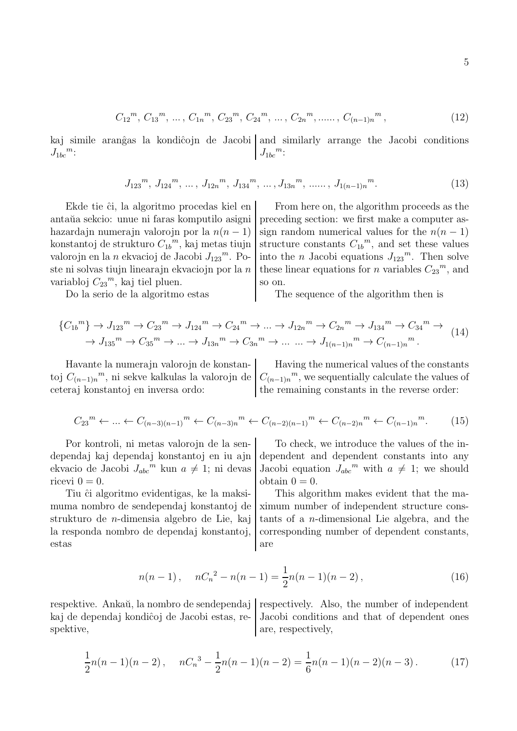$$
C_{12}{}^{m},\, C_{13}{}^{m},\, ...\,,\, C_{1n}{}^{m},\, C_{23}{}^{m},\, C_{24}{}^{m},\, ...\,,\, C_{2n}{}^{m},\, ......\,,\, C_{(n-1)n}{}^{m}\,, \tag{12}
$$

kaj simile aranĝas la kondiĉojn de Jacobi $J_{1bc}{}^{m}$:

and similarly arrange the Jacobi conditions $J_{1bc}{}^{m}$:

$$
J_{123}{}^{m},\, J_{124}{}^{m},\, ...\,,\, J_{12n}{}^{m},\, J_{134}{}^{m},\, ...\,,\, J_{13n}{}^{m},\, ......\,,\, J_{1(n-1)n}{}^{m}. \tag{13}
$$

Ekde tie ĉi, la algoritmo procedas kiel en antaŭa sekcio: unue ni faras komputilo asigni hazardajn numerajn valorojn por la $n(n-1)$ konstantoj de strukturo $C_{1b}{}^{m}$, kaj metas tiujn valorojn en la $n$ ekvacioj de Jacobi $J_{123}{}^{m}$. Poste ni solvas tiujn linearajn ekvaciojn por la $n$ variabloj $C_{23}{}^{m}$, kaj tiel pluen.

Do la serio de la algoritmo estas

From here on, the algorithm proceeds as the preceding section: we first make a computer assign random numerical values for the $n(n-1)$ structure constants $C_{1b}{}^{m}$, and set these values into the $n$ Jacobi equations $J_{123}{}^{m}$. Then solve these linear equations for $n$ variables $C_{23}{}^{m}$, and so on.

The sequence of the algorithm then is

$$
\begin{aligned}
\{C_{1b}{}^{m}\} &\to J_{123}{}^{m} \to C_{23}{}^{m} \to J_{124}{}^{m} \to C_{24}{}^{m} \to ... \to J_{12n}{}^{m} \to C_{2n}{}^{m} \to J_{134}{}^{m} \to C_{34}{}^{m} \to \\
&\to J_{135}{}^{m} \to C_{35}{}^{m} \to ... \to J_{13n}{}^{m} \to C_{3n}{}^{m} \to ...\ ... \to J_{1(n-1)n}{}^{m} \to C_{(n-1)n}{}^{m}\,.
\end{aligned} \tag{14}
$$

Havante la numerajn valorojn de konstantoj $C_{(n-1)n}{}^{m}$, ni sekve kalkulas la valorojn de ceteraj konstantoj en inversa ordo:

Having the numerical values of the constants $C_{(n-1)n}{}^{m}$, we sequentially calculate the values of the remaining constants in the reverse order:

$$
C_{23}{}^{m} \leftarrow ... \leftarrow C_{(n-3)(n-1)}{}^{m} \leftarrow C_{(n-3)n}{}^{m} \leftarrow C_{(n-2)(n-1)}{}^{m} \leftarrow C_{(n-2)n}{}^{m} \leftarrow C_{(n-1)n}{}^{m}. \tag{15}
$$

Por kontroli, ni metas valorojn de la sendependaj kaj dependaj konstantoj en iu ajn ekvacio de Jacobi $J_{abc}{}^{m}$ kun $a \neq 1$; ni devas ricevi $0 = 0$.

Tiu ĉi algoritmo evidentigas, ke la maksimuma nombro de sendependaj konstantoj de strukturo de $n$-dimensia algebro de Lie, kaj la responda nombro de dependaj konstantoj, estas

To check, we introduce the values of the independent and dependent constants into any Jacobi equation $J_{abc}{}^{m}$ with $a \neq 1$; we should obtain $0 = 0$.

This algorithm makes evident that the maximum number of independent structure constants of a $n$-dimensional Lie algebra, and the corresponding number of dependent constants, are

$$
n(n-1)\,, \quad n C_n{}^{2} - n(n-1) = \frac{1}{2}n(n-1)(n-2)\,, \tag{16}
$$

respektive. Ankaŭ, la nombro de sendependaj kaj de dependaj kondiĉoj de Jacobi estas, respektive,

respectively. Also, the number of independent Jacobi conditions and that of dependent ones are, respectively,

$$
\frac{1}{2}n(n-1)(n-2)\,, \quad n C_n{}^{3} - \frac{1}{2}n(n-1)(n-2) = \frac{1}{6}n(n-1)(n-2)(n-3)\,. \tag{17}
$$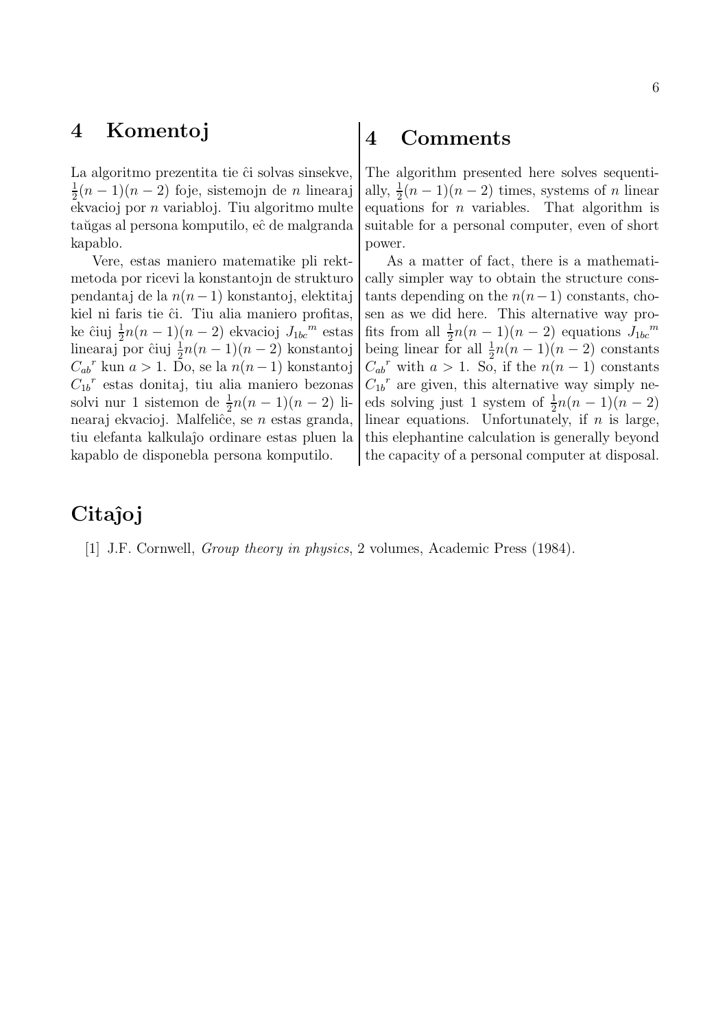## 4 Komentoj

La algoritmo prezentita tie ĉi solvas sinsekve, $\frac{1}{2}(n-1)(n-2)$ foje, sistemojn de $n$ linearaj ekvacioj por $n$ variabloj. Tiu algoritmo multe taŭgas al persona komputilo, eĉ de malgranda kapablo.

Vere, estas maniero matematike pli rekt-metoda por ricevi la konstantojn de strukturo pendantaj de la $n(n-1)$ konstantoj, elektitaj kiel ni faris tie ĉi. Tiu alia maniero profitas, ke ĉiuj $\frac{1}{2}n(n-1)(n-2)$ ekvacioj $J_{1bc}{}^{m}$ estas linearaj por ĉiuj $\frac{1}{2}n(n-1)(n-2)$ konstantoj $C_{ab}{}^{r}$ kun $a>1$. Do, se la $n(n-1)$ konstantoj $C_{1b}{}^{r}$ estas donitaj, tiu alia maniero bezonas solvi nur 1 sistemon de $\frac{1}{2}n(n-1)(n-2)$ linearaj ekvacioj. Malfeliĉe, se $n$ estas granda, tiu elefanta kalkulaĵo ordinare estas pluen la kapablo de disponebla persona komputilo.

## 4 Comments

The algorithm presented here solves sequentially, $\frac{1}{2}(n-1)(n-2)$ times, systems of $n$ linear equations for $n$ variables. That algorithm is suitable for a personal computer, even of short power.

As a matter of fact, there is a mathematically simpler way to obtain the structure constants depending on the $n(n-1)$ constants, chosen as we did here. This alternative way profits from all $\frac{1}{2}n(n-1)(n-2)$ equations $J_{1bc}{}^{m}$ being linear for all $\frac{1}{2}n(n-1)(n-2)$ constants $C_{ab}{}^{r}$ with $a>1$. So, if the $n(n-1)$ constants $C_{1b}{}^{r}$ are given, this alternative way simply needs solving just 1 system of $\frac{1}{2}n(n-1)(n-2)$ linear equations. Unfortunately, if $n$ is large, this elephantine calculation is generally beyond the capacity of a personal computer at disposal.

## Citaĵoj

[1] J.F. Cornwell, *Group theory in physics*, 2 volumes, Academic Press (1984).